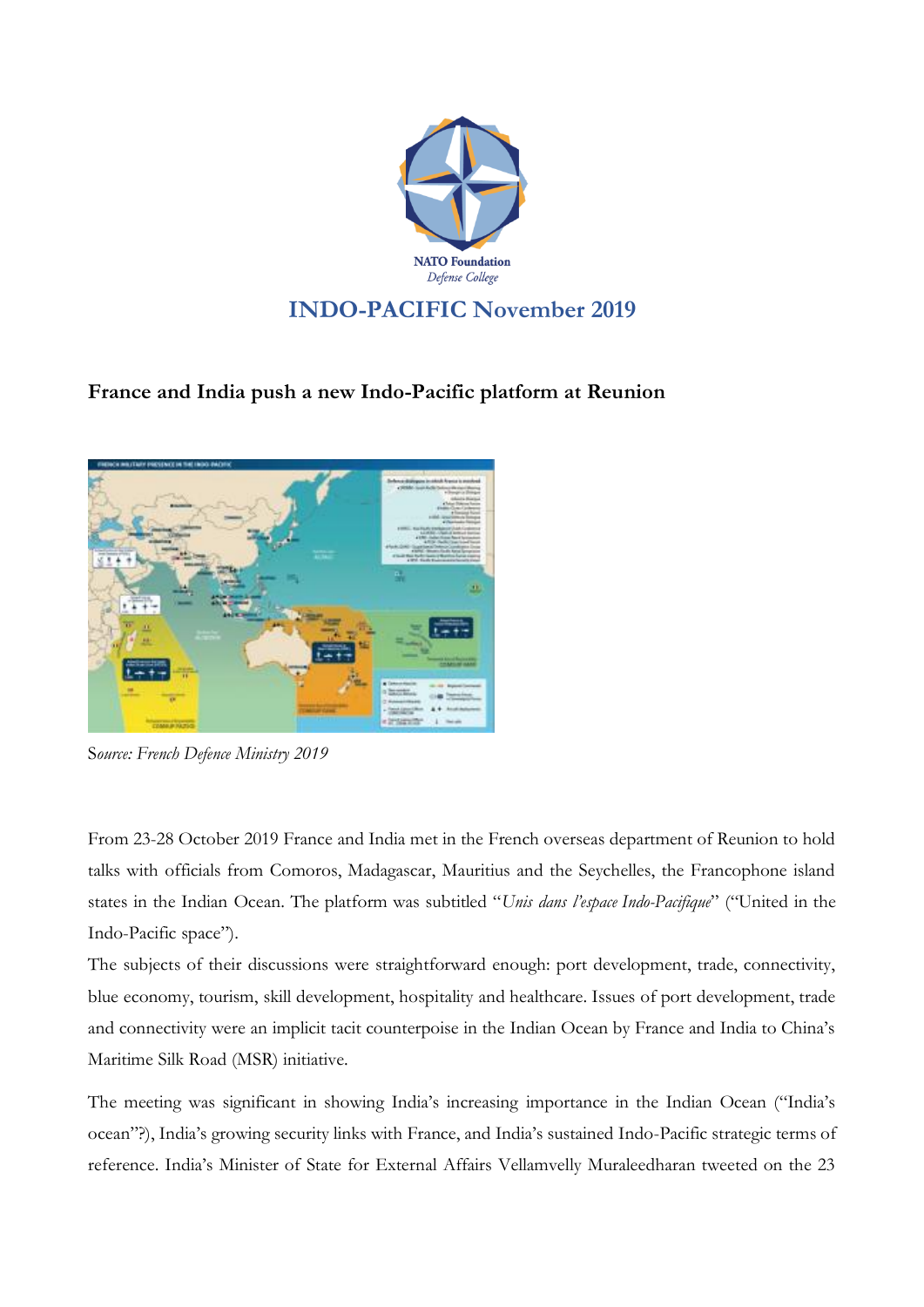NATO Foundation
*Defense College*

# INDO-PACIFIC November 2019

## France and India push a new Indo-Pacific platform at Reunion

S*ource: French Defence Ministry 2019*

From 23-28 October 2019 France and India met in the French overseas department of Reunion to hold talks with officials from Comoros, Madagascar, Mauritius and the Seychelles, the Francophone island states in the Indian Ocean. The platform was subtitled "*Unis dans l'espace Indo-Pacifique*" ("United in the Indo-Pacific space").

The subjects of their discussions were straightforward enough: port development, trade, connectivity, blue economy, tourism, skill development, hospitality and healthcare. Issues of port development, trade and connectivity were an implicit tacit counterpoise in the Indian Ocean by France and India to China's Maritime Silk Road (MSR) initiative.

The meeting was significant in showing India's increasing importance in the Indian Ocean ("India's ocean"?), India's growing security links with France, and India's sustained Indo-Pacific strategic terms of reference. India's Minister of State for External Affairs Vellamvelly Muraleedharan tweeted on the 23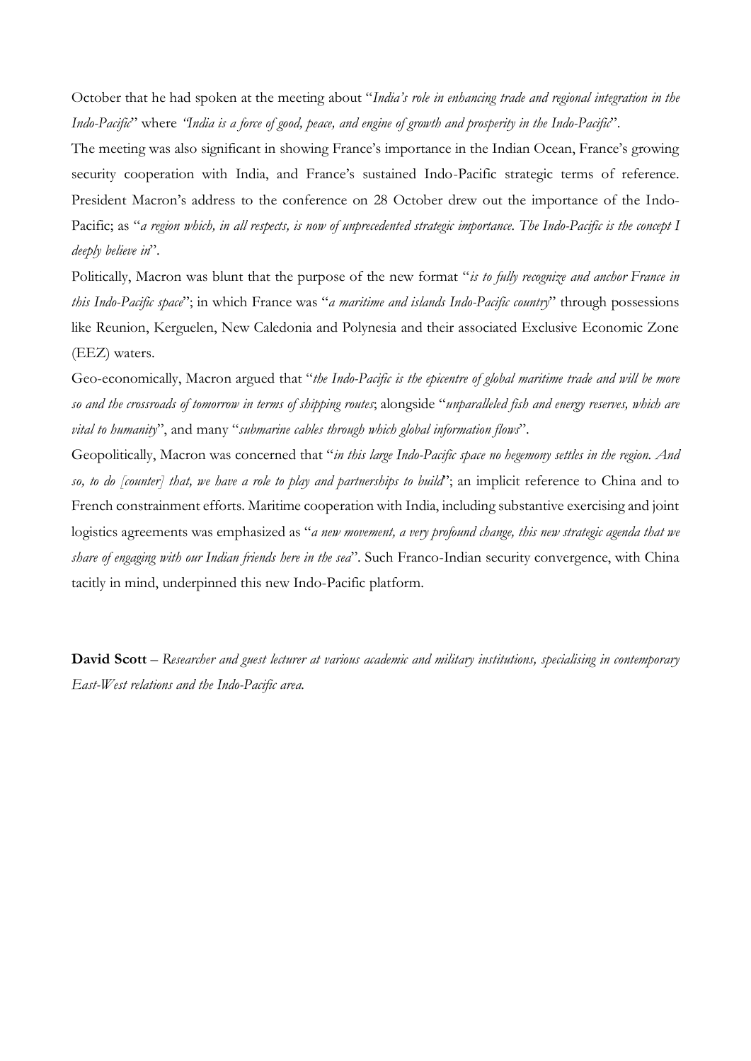October that he had spoken at the meeting about "*India's role in enhancing trade and regional integration in the Indo-Pacific*" where *"India is a force of good, peace, and engine of growth and prosperity in the Indo-Pacific*".

The meeting was also significant in showing France's importance in the Indian Ocean, France's growing security cooperation with India, and France's sustained Indo-Pacific strategic terms of reference. President Macron's address to the conference on 28 October drew out the importance of the Indo-Pacific; as "*a region which, in all respects, is now of unprecedented strategic importance. The Indo-Pacific is the concept I deeply believe in*".

Politically, Macron was blunt that the purpose of the new format "*is to fully recognize and anchor France in this Indo-Pacific space*"; in which France was "*a maritime and islands Indo-Pacific country*" through possessions like Reunion, Kerguelen, New Caledonia and Polynesia and their associated Exclusive Economic Zone (EEZ) waters.

Geo-economically, Macron argued that "*the Indo-Pacific is the epicentre of global maritime trade and will be more so and the crossroads of tomorrow in terms of shipping routes*; alongside "*unparalleled fish and energy reserves, which are vital to humanity*", and many "*submarine cables through which global information flows*".

Geopolitically, Macron was concerned that "*in this large Indo-Pacific space no hegemony settles in the region. And so, to do [counter] that, we have a role to play and partnerships to build*"; an implicit reference to China and to French constrainment efforts. Maritime cooperation with India, including substantive exercising and joint logistics agreements was emphasized as "*a new movement, a very profound change, this new strategic agenda that we share of engaging with our Indian friends here in the sea*". Such Franco-Indian security convergence, with China tacitly in mind, underpinned this new Indo-Pacific platform.

**David Scott** – *Researcher and guest lecturer at various academic and military institutions, specialising in contemporary East-West relations and the Indo-Pacific area.*